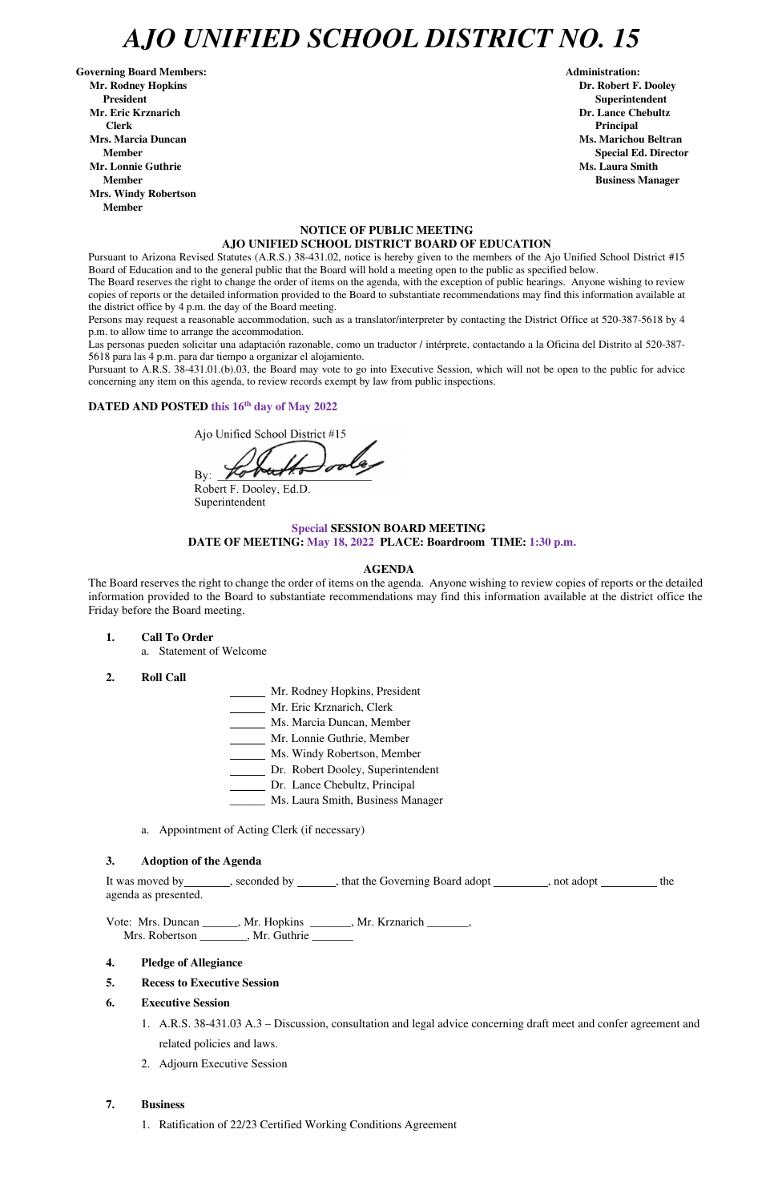# AJO UNIFIED SCHOOL DISTRICT NO. 15

**Governing Board Members:**
**Mr. Rodney Hopkins**
**President**
**Mr. Eric Krznarich**
**Clerk**
**Mrs. Marcia Duncan**
**Member**
**Mr. Lonnie Guthrie**
**Member**
**Mrs. Windy Robertson**
**Member**

**Administration:**
**Dr. Robert F. Dooley**
**Superintendent**
**Dr. Lance Chebultz**
**Principal**
**Ms. Marichou Beltran**
**Special Ed. Director**
**Ms. Laura Smith**
**Business Manager**

**NOTICE OF PUBLIC MEETING**
**AJO UNIFIED SCHOOL DISTRICT BOARD OF EDUCATION**

Pursuant to Arizona Revised Statutes (A.R.S.) 38-431.02, notice is hereby given to the members of the Ajo Unified School District #15 Board of Education and to the general public that the Board will hold a meeting open to the public as specified below.

The Board reserves the right to change the order of items on the agenda, with the exception of public hearings. Anyone wishing to review copies of reports or the detailed information provided to the Board to substantiate recommendations may find this information available at the district office by 4 p.m. the day of the Board meeting.

Persons may request a reasonable accommodation, such as a translator/interpreter by contacting the District Office at 520-387-5618 by 4 p.m. to allow time to arrange the accommodation.

Las personas pueden solicitar una adaptación razonable, como un traductor / intérprete, contactando a la Oficina del Distrito al 520-387-5618 para las 4 p.m. para dar tiempo a organizar el alojamiento.

Pursuant to A.R.S. 38-431.01.(b).03, the Board may vote to go into Executive Session, which will not be open to the public for advice concerning any item on this agenda, to review records exempt by law from public inspections.

**DATED AND POSTED this 16th day of May 2022**

Ajo Unified School District #15

By: ____________________

Robert F. Dooley, Ed.D.
Superintendent

**Special SESSION BOARD MEETING**
**DATE OF MEETING: May 18, 2022 PLACE: Boardroom TIME: 1:30 p.m.**

**AGENDA**

The Board reserves the right to change the order of items on the agenda. Anyone wishing to review copies of reports or the detailed information provided to the Board to substantiate recommendations may find this information available at the district office the Friday before the Board meeting.

1. **Call To Order**
   a. Statement of Welcome

2. **Roll Call**

   ______ Mr. Rodney Hopkins, President
   ______ Mr. Eric Krznarich, Clerk
   ______ Ms. Marcia Duncan, Member
   ______ Mr. Lonnie Guthrie, Member
   ______ Ms. Windy Robertson, Member
   ______ Dr. Robert Dooley, Superintendent
   ______ Dr. Lance Chebultz, Principal
   ______ Ms. Laura Smith, Business Manager

   a. Appointment of Acting Clerk (if necessary)

3. **Adoption of the Agenda**

   It was moved by________, seconded by ______, that the Governing Board adopt _________, not adopt _________ the agenda as presented.

   Vote: Mrs. Duncan ______, Mr. Hopkins _______, Mr. Krznarich _______,
   Mrs. Robertson ________, Mr. Guthrie _______

4. **Pledge of Allegiance**

5. **Recess to Executive Session**

6. **Executive Session**
   1. A.R.S. 38-431.03 A.3 – Discussion, consultation and legal advice concerning draft meet and confer agreement and related policies and laws.
   2. Adjourn Executive Session

7. **Business**
   1. Ratification of 22/23 Certified Working Conditions Agreement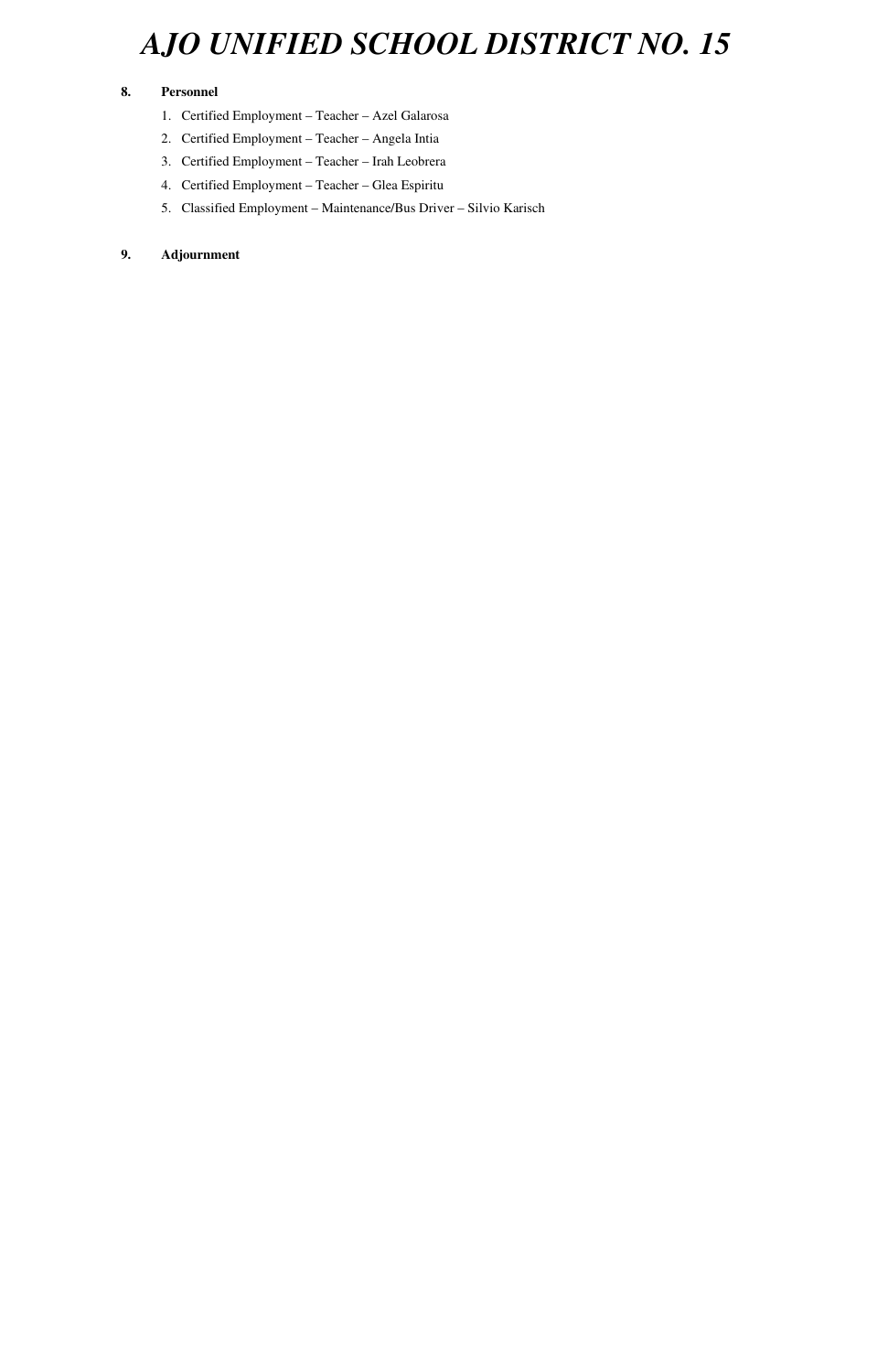**8. Personnel**

1. Certified Employment – Teacher – Azel Galarosa
2. Certified Employment – Teacher – Angela Intia
3. Certified Employment – Teacher – Irah Leobrera
4. Certified Employment – Teacher – Glea Espiritu
5. Classified Employment – Maintenance/Bus Driver – Silvio Karisch

**9. Adjournment**